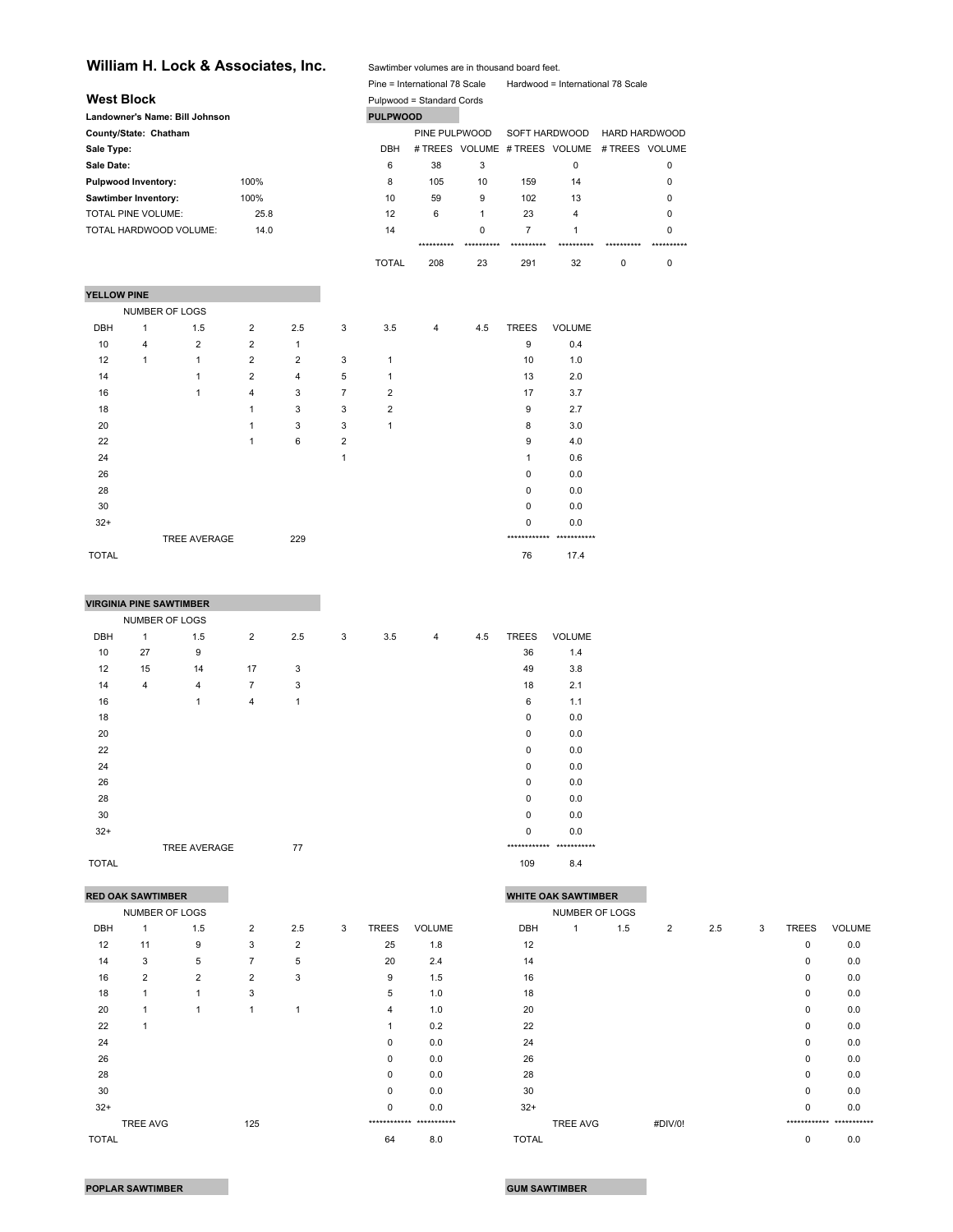# William H. Lock & Associates, Inc.

Sawtimber volumes are in thousand board feet.

Pine = International 78 Scale    Hardwood = International 78 Scale

Pulpwood = Standard Cords

## West Block

**Landowner's Name: Bill Johnson**

**County/State: Chatham**

**Sale Type:**

**Sale Date:**

| | |
|---|---|
| **Pulpwood Inventory:** | 100% |
| **Sawtimber Inventory:** | 100% |
| TOTAL PINE VOLUME: | 25.8 |
| TOTAL HARDWOOD VOLUME: | 14.0 |

### PULPWOOD

| | PINE PULPWOOD | | SOFT HARDWOOD | | HARD HARDWOOD | |
|---|---|---|---|---|---|---|
| DBH | # TREES | VOLUME | # TREES | VOLUME | # TREES | VOLUME |
| 6 | 38 | 3 | | 0 | | 0 |
| 8 | 105 | 10 | 159 | 14 | | 0 |
| 10 | 59 | 9 | 102 | 13 | | 0 |
| 12 | 6 | 1 | 23 | 4 | | 0 |
| 14 | | 0 | 7 | 1 | | 0 |
| | ********** | ********** | ********** | ********** | ********** | ********** |
| TOTAL | 208 | 23 | 291 | 32 | 0 | 0 |

### YELLOW PINE

| | NUMBER OF LOGS | | | | | | | | | |
|---|---|---|---|---|---|---|---|---|---|---|
| DBH | 1 | 1.5 | 2 | 2.5 | 3 | 3.5 | 4 | 4.5 | TREES | VOLUME |
| 10 | 4 | 2 | 2 | 1 | | | | | 9 | 0.4 |
| 12 | 1 | 1 | 2 | 2 | 3 | 1 | | | 10 | 1.0 |
| 14 | | 1 | 2 | 4 | 5 | 1 | | | 13 | 2.0 |
| 16 | | 1 | 4 | 3 | 7 | 2 | | | 17 | 3.7 |
| 18 | | | 1 | 3 | 3 | 2 | | | 9 | 2.7 |
| 20 | | | 1 | 3 | 3 | 1 | | | 8 | 3.0 |
| 22 | | | 1 | 6 | 2 | | | | 9 | 4.0 |
| 24 | | | | | 1 | | | | 1 | 0.6 |
| 26 | | | | | | | | | 0 | 0.0 |
| 28 | | | | | | | | | 0 | 0.0 |
| 30 | | | | | | | | | 0 | 0.0 |
| 32+ | | | | | | | | | 0 | 0.0 |
| | | TREE AVERAGE | | 229 | | | | | ************ | *********** |
| TOTAL | | | | | | | | | 76 | 17.4 |

### VIRGINIA PINE SAWTIMBER

| | NUMBER OF LOGS | | | | | | | | | |
|---|---|---|---|---|---|---|---|---|---|---|
| DBH | 1 | 1.5 | 2 | 2.5 | 3 | 3.5 | 4 | 4.5 | TREES | VOLUME |
| 10 | 27 | 9 | | | | | | | 36 | 1.4 |
| 12 | 15 | 14 | 17 | 3 | | | | | 49 | 3.8 |
| 14 | 4 | 4 | 7 | 3 | | | | | 18 | 2.1 |
| 16 | | 1 | 4 | 1 | | | | | 6 | 1.1 |
| 18 | | | | | | | | | 0 | 0.0 |
| 20 | | | | | | | | | 0 | 0.0 |
| 22 | | | | | | | | | 0 | 0.0 |
| 24 | | | | | | | | | 0 | 0.0 |
| 26 | | | | | | | | | 0 | 0.0 |
| 28 | | | | | | | | | 0 | 0.0 |
| 30 | | | | | | | | | 0 | 0.0 |
| 32+ | | | | | | | | | 0 | 0.0 |
| | | TREE AVERAGE | | 77 | | | | | ************ | *********** |
| TOTAL | | | | | | | | | 109 | 8.4 |

### RED OAK SAWTIMBER

| | NUMBER OF LOGS | | | | | | |
|---|---|---|---|---|---|---|---|
| DBH | 1 | 1.5 | 2 | 2.5 | 3 | TREES | VOLUME |
| 12 | 11 | 9 | 3 | 2 | | 25 | 1.8 |
| 14 | 3 | 5 | 7 | 5 | | 20 | 2.4 |
| 16 | 2 | 2 | 2 | 3 | | 9 | 1.5 |
| 18 | 1 | 1 | 3 | | | 5 | 1.0 |
| 20 | 1 | 1 | 1 | 1 | | 4 | 1.0 |
| 22 | 1 | | | | | 1 | 0.2 |
| 24 | | | | | | 0 | 0.0 |
| 26 | | | | | | 0 | 0.0 |
| 28 | | | | | | 0 | 0.0 |
| 30 | | | | | | 0 | 0.0 |
| 32+ | | | | | | 0 | 0.0 |
| | TREE AVG | | 125 | | | ************ | *********** |
| TOTAL | | | | | | 64 | 8.0 |

### WHITE OAK SAWTIMBER

| | NUMBER OF LOGS | | | | | | |
|---|---|---|---|---|---|---|---|
| DBH | 1 | 1.5 | 2 | 2.5 | 3 | TREES | VOLUME |
| 12 | | | | | | 0 | 0.0 |
| 14 | | | | | | 0 | 0.0 |
| 16 | | | | | | 0 | 0.0 |
| 18 | | | | | | 0 | 0.0 |
| 20 | | | | | | 0 | 0.0 |
| 22 | | | | | | 0 | 0.0 |
| 24 | | | | | | 0 | 0.0 |
| 26 | | | | | | 0 | 0.0 |
| 28 | | | | | | 0 | 0.0 |
| 30 | | | | | | 0 | 0.0 |
| 32+ | | | | | | 0 | 0.0 |
| | TREE AVG | | #DIV/0! | | | ************ | *********** |
| TOTAL | | | | | | 0 | 0.0 |

### POPLAR SAWTIMBER

### GUM SAWTIMBER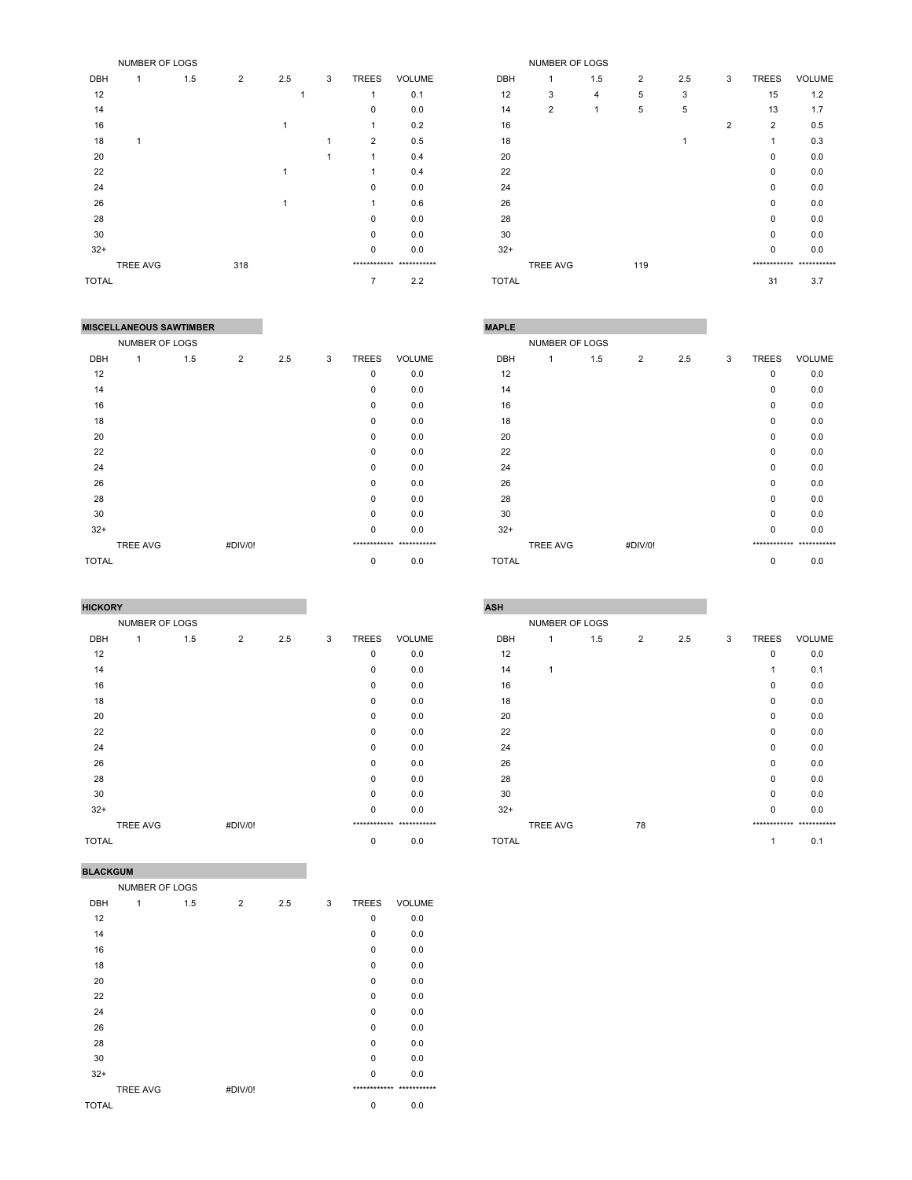| | NUMBER OF LOGS | | | | | | |
|---|---|---|---|---|---|---|---|
| DBH | 1 | 1.5 | 2 | 2.5 | 3 | TREES | VOLUME |
| 12 | | | | 1 | | 1 | 0.1 |
| 14 | | | | | | 0 | 0.0 |
| 16 | | | | 1 | | 1 | 0.2 |
| 18 | 1 | | | | 1 | 2 | 0.5 |
| 20 | | | | | 1 | 1 | 0.4 |
| 22 | | | | 1 | | 1 | 0.4 |
| 24 | | | | | | 0 | 0.0 |
| 26 | | | | 1 | | 1 | 0.6 |
| 28 | | | | | | 0 | 0.0 |
| 30 | | | | | | 0 | 0.0 |
| 32+ | | | | | | 0 | 0.0 |
| | TREE AVG | | 318 | | | ************ | *********** |
| TOTAL | | | | | | 7 | 2.2 |

| | NUMBER OF LOGS | | | | | | |
|---|---|---|---|---|---|---|---|
| DBH | 1 | 1.5 | 2 | 2.5 | 3 | TREES | VOLUME |
| 12 | 3 | 4 | 5 | 3 | | 15 | 1.2 |
| 14 | 2 | 1 | 5 | 5 | | 13 | 1.7 |
| 16 | | | | | 2 | 2 | 0.5 |
| 18 | | | | 1 | | 1 | 0.3 |
| 20 | | | | | | 0 | 0.0 |
| 22 | | | | | | 0 | 0.0 |
| 24 | | | | | | 0 | 0.0 |
| 26 | | | | | | 0 | 0.0 |
| 28 | | | | | | 0 | 0.0 |
| 30 | | | | | | 0 | 0.0 |
| 32+ | | | | | | 0 | 0.0 |
| | TREE AVG | | 119 | | | ************ | *********** |
| TOTAL | | | | | | 31 | 3.7 |

**MISCELLANEOUS SAWTIMBER**

| | NUMBER OF LOGS | | | | | | |
|---|---|---|---|---|---|---|---|
| DBH | 1 | 1.5 | 2 | 2.5 | 3 | TREES | VOLUME |
| 12 | | | | | | 0 | 0.0 |
| 14 | | | | | | 0 | 0.0 |
| 16 | | | | | | 0 | 0.0 |
| 18 | | | | | | 0 | 0.0 |
| 20 | | | | | | 0 | 0.0 |
| 22 | | | | | | 0 | 0.0 |
| 24 | | | | | | 0 | 0.0 |
| 26 | | | | | | 0 | 0.0 |
| 28 | | | | | | 0 | 0.0 |
| 30 | | | | | | 0 | 0.0 |
| 32+ | | | | | | 0 | 0.0 |
| | TREE AVG | | #DIV/0! | | | ************ | *********** |
| TOTAL | | | | | | 0 | 0.0 |

**MAPLE**

| | NUMBER OF LOGS | | | | | | |
|---|---|---|---|---|---|---|---|
| DBH | 1 | 1.5 | 2 | 2.5 | 3 | TREES | VOLUME |
| 12 | | | | | | 0 | 0.0 |
| 14 | | | | | | 0 | 0.0 |
| 16 | | | | | | 0 | 0.0 |
| 18 | | | | | | 0 | 0.0 |
| 20 | | | | | | 0 | 0.0 |
| 22 | | | | | | 0 | 0.0 |
| 24 | | | | | | 0 | 0.0 |
| 26 | | | | | | 0 | 0.0 |
| 28 | | | | | | 0 | 0.0 |
| 30 | | | | | | 0 | 0.0 |
| 32+ | | | | | | 0 | 0.0 |
| | TREE AVG | | #DIV/0! | | | ************ | *********** |
| TOTAL | | | | | | 0 | 0.0 |

**HICKORY**

| | NUMBER OF LOGS | | | | | | |
|---|---|---|---|---|---|---|---|
| DBH | 1 | 1.5 | 2 | 2.5 | 3 | TREES | VOLUME |
| 12 | | | | | | 0 | 0.0 |
| 14 | | | | | | 0 | 0.0 |
| 16 | | | | | | 0 | 0.0 |
| 18 | | | | | | 0 | 0.0 |
| 20 | | | | | | 0 | 0.0 |
| 22 | | | | | | 0 | 0.0 |
| 24 | | | | | | 0 | 0.0 |
| 26 | | | | | | 0 | 0.0 |
| 28 | | | | | | 0 | 0.0 |
| 30 | | | | | | 0 | 0.0 |
| 32+ | | | | | | 0 | 0.0 |
| | TREE AVG | | #DIV/0! | | | ************ | *********** |
| TOTAL | | | | | | 0 | 0.0 |

**ASH**

| | NUMBER OF LOGS | | | | | | |
|---|---|---|---|---|---|---|---|
| DBH | 1 | 1.5 | 2 | 2.5 | 3 | TREES | VOLUME |
| 12 | | | | | | 0 | 0.0 |
| 14 | 1 | | | | | 1 | 0.1 |
| 16 | | | | | | 0 | 0.0 |
| 18 | | | | | | 0 | 0.0 |
| 20 | | | | | | 0 | 0.0 |
| 22 | | | | | | 0 | 0.0 |
| 24 | | | | | | 0 | 0.0 |
| 26 | | | | | | 0 | 0.0 |
| 28 | | | | | | 0 | 0.0 |
| 30 | | | | | | 0 | 0.0 |
| 32+ | | | | | | 0 | 0.0 |
| | TREE AVG | | 78 | | | ************ | *********** |
| TOTAL | | | | | | 1 | 0.1 |

**BLACKGUM**

| | NUMBER OF LOGS | | | | | | |
|---|---|---|---|---|---|---|---|
| DBH | 1 | 1.5 | 2 | 2.5 | 3 | TREES | VOLUME |
| 12 | | | | | | 0 | 0.0 |
| 14 | | | | | | 0 | 0.0 |
| 16 | | | | | | 0 | 0.0 |
| 18 | | | | | | 0 | 0.0 |
| 20 | | | | | | 0 | 0.0 |
| 22 | | | | | | 0 | 0.0 |
| 24 | | | | | | 0 | 0.0 |
| 26 | | | | | | 0 | 0.0 |
| 28 | | | | | | 0 | 0.0 |
| 30 | | | | | | 0 | 0.0 |
| 32+ | | | | | | 0 | 0.0 |
| | TREE AVG | | #DIV/0! | | | ************ | *********** |
| TOTAL | | | | | | 0 | 0.0 |